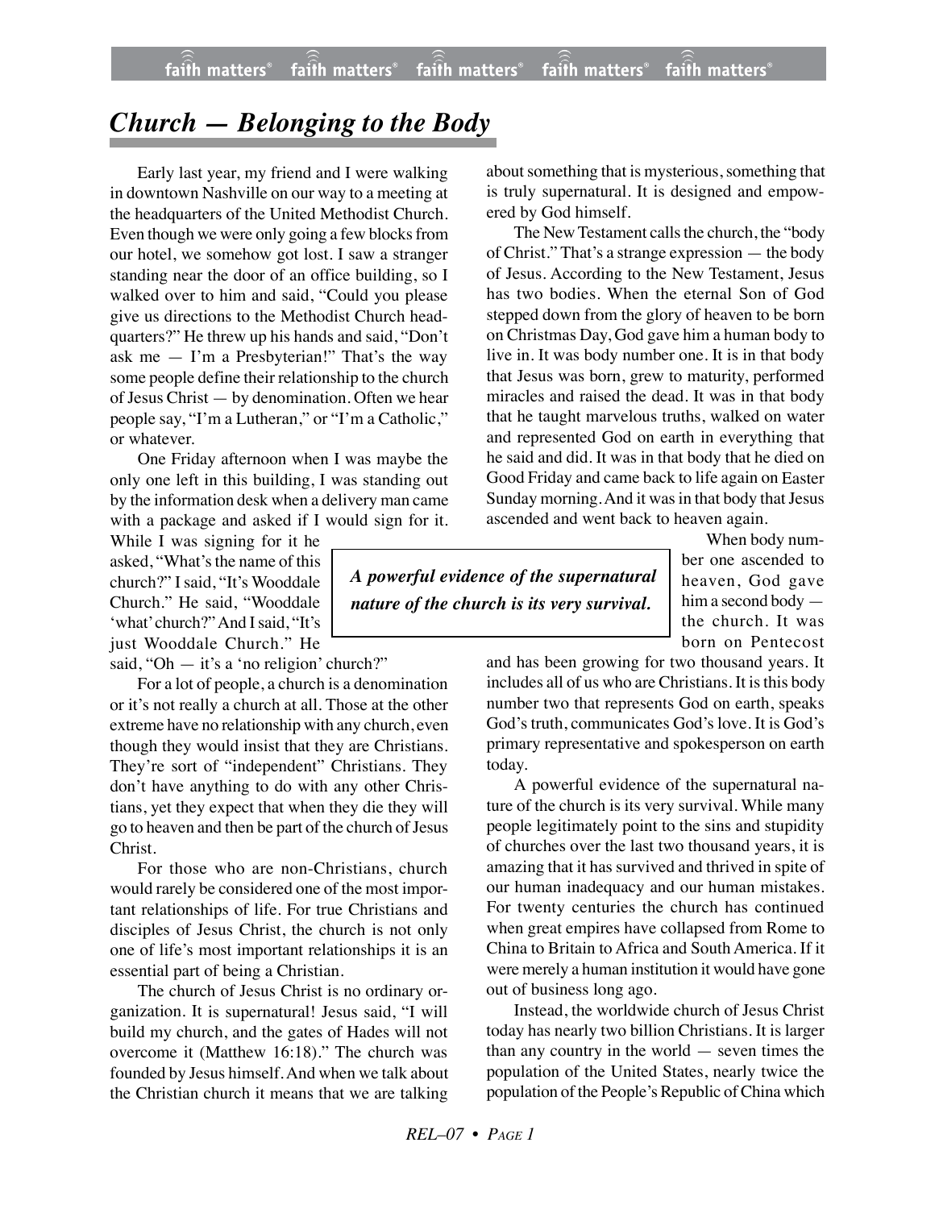# *Church — Belonging to the Body*

Early last year, my friend and I were walking in downtown Nashville on our way to a meeting at the headquarters of the United Methodist Church. Even though we were only going a few blocks from our hotel, we somehow got lost. I saw a stranger standing near the door of an office building, so I walked over to him and said, "Could you please give us directions to the Methodist Church headquarters?" He threw up his hands and said, "Don't ask me — I'm a Presbyterian!" That's the way some people define their relationship to the church of Jesus Christ — by denomination. Often we hear people say, "I'm a Lutheran," or "I'm a Catholic," or whatever.

One Friday afternoon when I was maybe the only one left in this building, I was standing out by the information desk when a delivery man came with a package and asked if I would sign for it. While I was signing for it he asked, "What's the name of this church?" I said, "It's Wooddale Church." He said, "Wooddale 'what' church?" And I said, "It's just Wooddale Church." He said, "Oh — it's a 'no religion' church?"

For a lot of people, a church is a denomination or it's not really a church at all. Those at the other extreme have no relationship with any church, even though they would insist that they are Christians. They're sort of "independent" Christians. They don't have anything to do with any other Christians, yet they expect that when they die they will go to heaven and then be part of the church of Jesus Christ.

For those who are non-Christians, church would rarely be considered one of the most important relationships of life. For true Christians and disciples of Jesus Christ, the church is not only one of life's most important relationships it is an essential part of being a Christian.

The church of Jesus Christ is no ordinary organization. It is supernatural! Jesus said, "I will build my church, and the gates of Hades will not overcome it (Matthew 16:18)." The church was founded by Jesus himself. And when we talk about the Christian church it means that we are talking about something that is mysterious, something that is truly supernatural. It is designed and empowered by God himself.

The New Testament calls the church, the "body of Christ." That's a strange expression — the body of Jesus. According to the New Testament, Jesus has two bodies. When the eternal Son of God stepped down from the glory of heaven to be born on Christmas Day, God gave him a human body to live in. It was body number one. It is in that body that Jesus was born, grew to maturity, performed miracles and raised the dead. It was in that body that he taught marvelous truths, walked on water and represented God on earth in everything that he said and did. It was in that body that he died on Good Friday and came back to life again on Easter Sunday morning. And it was in that body that Jesus ascended and went back to heaven again.

> ***A powerful evidence of the supernatural nature of the church is its very survival.***

When body number one ascended to heaven, God gave him a second body — the church. It was born on Pentecost and has been growing for two thousand years. It includes all of us who are Christians. It is this body number two that represents God on earth, speaks God's truth, communicates God's love. It is God's primary representative and spokesperson on earth today.

A powerful evidence of the supernatural nature of the church is its very survival. While many people legitimately point to the sins and stupidity of churches over the last two thousand years, it is amazing that it has survived and thrived in spite of our human inadequacy and our human mistakes. For twenty centuries the church has continued when great empires have collapsed from Rome to China to Britain to Africa and South America. If it were merely a human institution it would have gone out of business long ago.

Instead, the worldwide church of Jesus Christ today has nearly two billion Christians. It is larger than any country in the world — seven times the population of the United States, nearly twice the population of the People's Republic of China which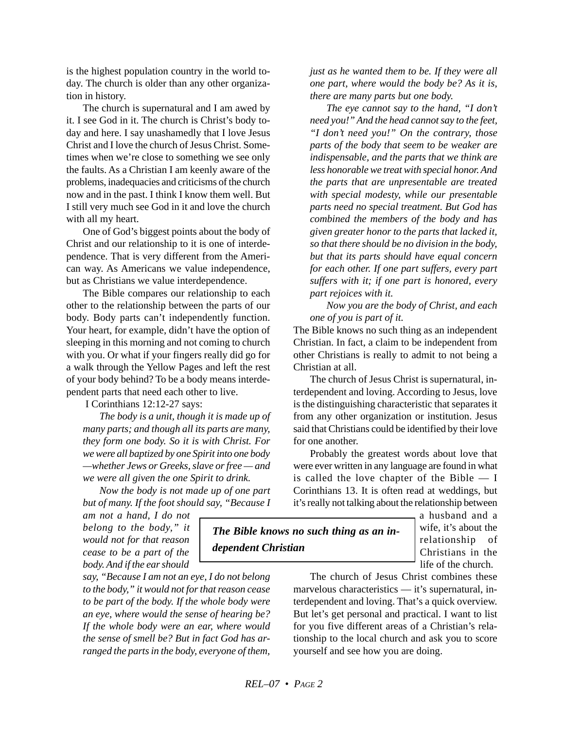is the highest population country in the world today. The church is older than any other organization in history.

The church is supernatural and I am awed by it. I see God in it. The church is Christ's body today and here. I say unashamedly that I love Jesus Christ and I love the church of Jesus Christ. Sometimes when we're close to something we see only the faults. As a Christian I am keenly aware of the problems, inadequacies and criticisms of the church now and in the past. I think I know them well. But I still very much see God in it and love the church with all my heart.

One of God's biggest points about the body of Christ and our relationship to it is one of interdependence. That is very different from the American way. As Americans we value independence, but as Christians we value interdependence.

The Bible compares our relationship to each other to the relationship between the parts of our body. Body parts can't independently function. Your heart, for example, didn't have the option of sleeping in this morning and not coming to church with you. Or what if your fingers really did go for a walk through the Yellow Pages and left the rest of your body behind? To be a body means interdependent parts that need each other to live.

I Corinthians 12:12-27 says:

> *The body is a unit, though it is made up of many parts; and though all its parts are many, they form one body. So it is with Christ. For we were all baptized by one Spirit into one body —whether Jews or Greeks, slave or free — and we were all given the one Spirit to drink.*
>
> *Now the body is not made up of one part but of many. If the foot should say, "Because I am not a hand, I do not belong to the body," it would not for that reason cease to be a part of the body. And if the ear should say, "Because I am not an eye, I do not belong to the body," it would not for that reason cease to be part of the body. If the whole body were an eye, where would the sense of hearing be? If the whole body were an ear, where would the sense of smell be? But in fact God has arranged the parts in the body, everyone of them, just as he wanted them to be. If they were all one part, where would the body be? As it is, there are many parts but one body.*
>
> *The eye cannot say to the hand, "I don't need you!" And the head cannot say to the feet, "I don't need you!" On the contrary, those parts of the body that seem to be weaker are indispensable, and the parts that we think are less honorable we treat with special honor. And the parts that are unpresentable are treated with special modesty, while our presentable parts need no special treatment. But God has combined the members of the body and has given greater honor to the parts that lacked it, so that there should be no division in the body, but that its parts should have equal concern for each other. If one part suffers, every part suffers with it; if one part is honored, every part rejoices with it.*
>
> *Now you are the body of Christ, and each one of you is part of it.*

The Bible knows no such thing as an independent Christian. In fact, a claim to be independent from other Christians is really to admit to not being a Christian at all.

**_The Bible knows no such thing as an independent Christian_**

The church of Jesus Christ is supernatural, interdependent and loving. According to Jesus, love is the distinguishing characteristic that separates it from any other organization or institution. Jesus said that Christians could be identified by their love for one another.

Probably the greatest words about love that were ever written in any language are found in what is called the love chapter of the Bible — I Corinthians 13. It is often read at weddings, but it's really not talking about the relationship between a husband and a wife, it's about the relationship of Christians in the life of the church.

The church of Jesus Christ combines these marvelous characteristics — it's supernatural, interdependent and loving. That's a quick overview. But let's get personal and practical. I want to list for you five different areas of a Christian's relationship to the local church and ask you to score yourself and see how you are doing.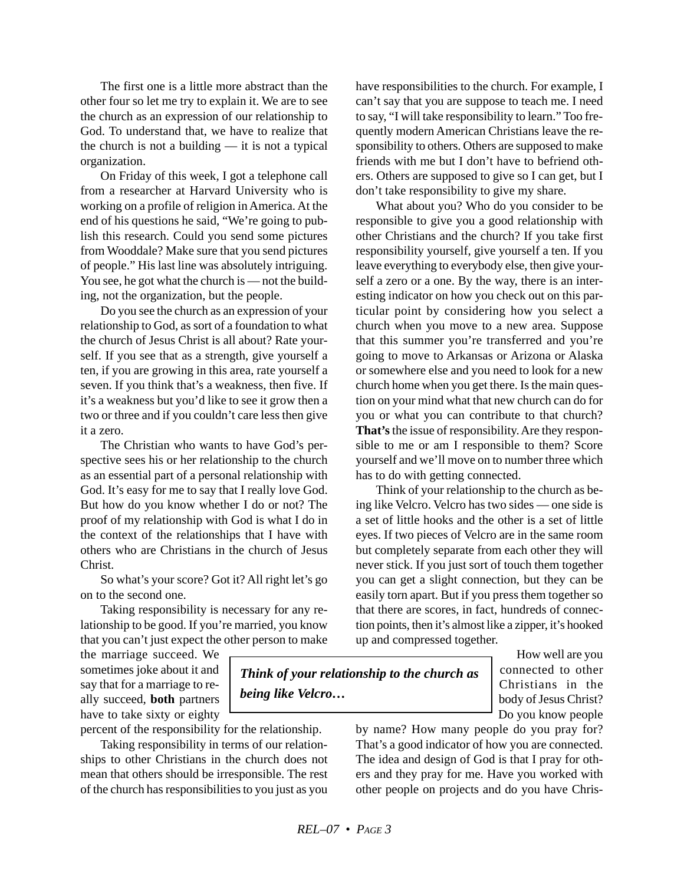The first one is a little more abstract than the other four so let me try to explain it. We are to see the church as an expression of our relationship to God. To understand that, we have to realize that the church is not a building — it is not a typical organization.

On Friday of this week, I got a telephone call from a researcher at Harvard University who is working on a profile of religion in America. At the end of his questions he said, "We're going to publish this research. Could you send some pictures from Wooddale? Make sure that you send pictures of people." His last line was absolutely intriguing. You see, he got what the church is — not the building, not the organization, but the people.

Do you see the church as an expression of your relationship to God, as sort of a foundation to what the church of Jesus Christ is all about? Rate yourself. If you see that as a strength, give yourself a ten, if you are growing in this area, rate yourself a seven. If you think that's a weakness, then five. If it's a weakness but you'd like to see it grow then a two or three and if you couldn't care less then give it a zero.

The Christian who wants to have God's perspective sees his or her relationship to the church as an essential part of a personal relationship with God. It's easy for me to say that I really love God. But how do you know whether I do or not? The proof of my relationship with God is what I do in the context of the relationships that I have with others who are Christians in the church of Jesus Christ.

So what's your score? Got it? All right let's go on to the second one.

Taking responsibility is necessary for any relationship to be good. If you're married, you know that you can't just expect the other person to make the marriage succeed. We sometimes joke about it and say that for a marriage to really succeed, **both** partners have to take sixty or eighty percent of the responsibility for the relationship.

Taking responsibility in terms of our relationships to other Christians in the church does not mean that others should be irresponsible. The rest of the church has responsibilities to you just as you have responsibilities to the church. For example, I can't say that you are suppose to teach me. I need to say, "I will take responsibility to learn." Too frequently modern American Christians leave the responsibility to others. Others are supposed to make friends with me but I don't have to befriend others. Others are supposed to give so I can get, but I don't take responsibility to give my share.

What about you? Who do you consider to be responsible to give you a good relationship with other Christians and the church? If you take first responsibility yourself, give yourself a ten. If you leave everything to everybody else, then give yourself a zero or a one. By the way, there is an interesting indicator on how you check out on this particular point by considering how you select a church when you move to a new area. Suppose that this summer you're transferred and you're going to move to Arkansas or Arizona or Alaska or somewhere else and you need to look for a new church home when you get there. Is the main question on your mind what that new church can do for you or what you can contribute to that church? **That's** the issue of responsibility. Are they responsible to me or am I responsible to them? Score yourself and we'll move on to number three which has to do with getting connected.

Think of your relationship to the church as being like Velcro. Velcro has two sides — one side is a set of little hooks and the other is a set of little eyes. If two pieces of Velcro are in the same room but completely separate from each other they will never stick. If you just sort of touch them together you can get a slight connection, but they can be easily torn apart. But if you press them together so that there are scores, in fact, hundreds of connection points, then it's almost like a zipper, it's hooked up and compressed together.

> ***Think of your relationship to the church as being like Velcro…***

How well are you connected to other Christians in the body of Jesus Christ? Do you know people by name? How many people do you pray for? That's a good indicator of how you are connected. The idea and design of God is that I pray for others and they pray for me. Have you worked with other people on projects and do you have Chris-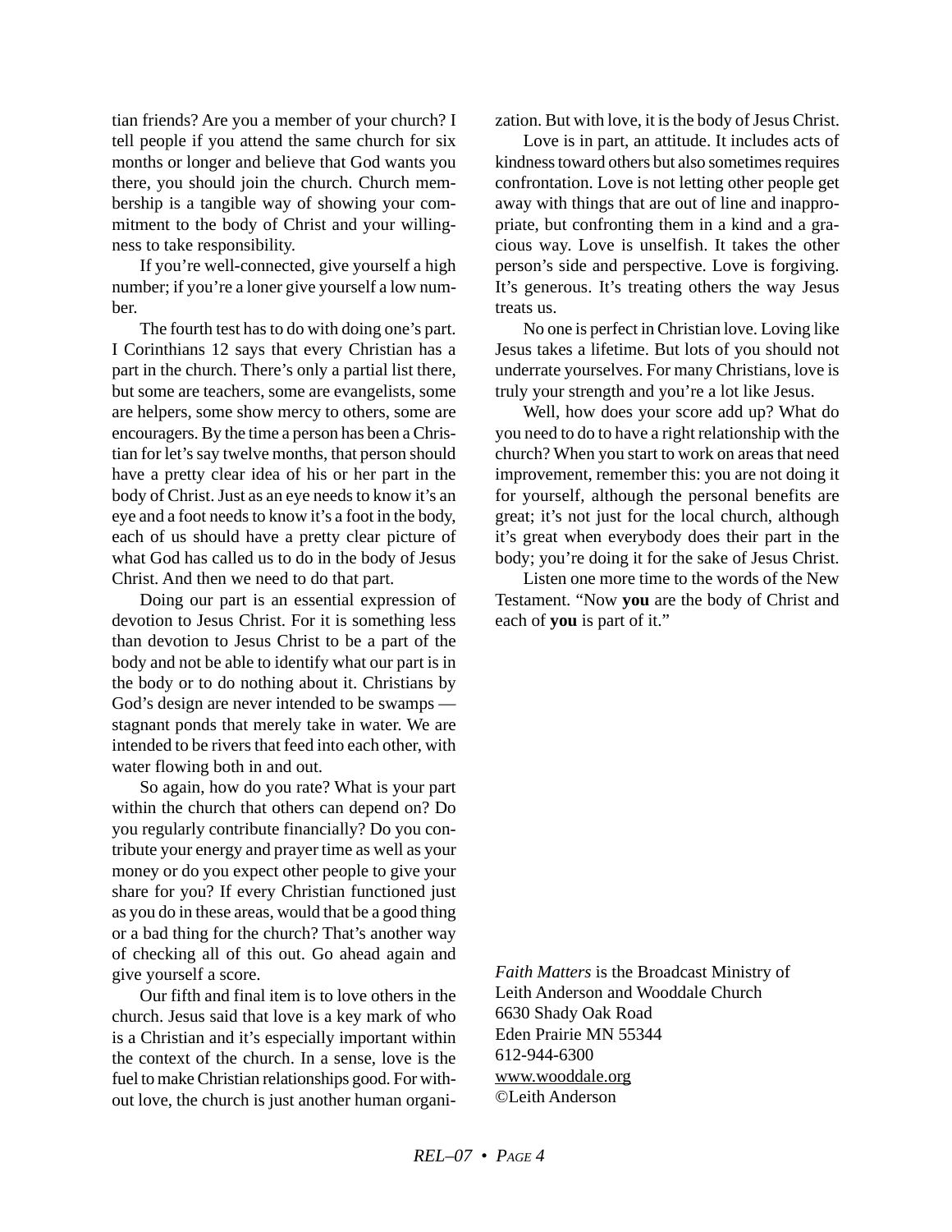tian friends? Are you a member of your church? I tell people if you attend the same church for six months or longer and believe that God wants you there, you should join the church. Church membership is a tangible way of showing your commitment to the body of Christ and your willingness to take responsibility.

If you're well-connected, give yourself a high number; if you're a loner give yourself a low number.

The fourth test has to do with doing one's part. I Corinthians 12 says that every Christian has a part in the church. There's only a partial list there, but some are teachers, some are evangelists, some are helpers, some show mercy to others, some are encouragers. By the time a person has been a Christian for let's say twelve months, that person should have a pretty clear idea of his or her part in the body of Christ. Just as an eye needs to know it's an eye and a foot needs to know it's a foot in the body, each of us should have a pretty clear picture of what God has called us to do in the body of Jesus Christ. And then we need to do that part.

Doing our part is an essential expression of devotion to Jesus Christ. For it is something less than devotion to Jesus Christ to be a part of the body and not be able to identify what our part is in the body or to do nothing about it. Christians by God's design are never intended to be swamps — stagnant ponds that merely take in water. We are intended to be rivers that feed into each other, with water flowing both in and out.

So again, how do you rate? What is your part within the church that others can depend on? Do you regularly contribute financially? Do you contribute your energy and prayer time as well as your money or do you expect other people to give your share for you? If every Christian functioned just as you do in these areas, would that be a good thing or a bad thing for the church? That's another way of checking all of this out. Go ahead again and give yourself a score.

Our fifth and final item is to love others in the church. Jesus said that love is a key mark of who is a Christian and it's especially important within the context of the church. In a sense, love is the fuel to make Christian relationships good. For without love, the church is just another human organization. But with love, it is the body of Jesus Christ.

Love is in part, an attitude. It includes acts of kindness toward others but also sometimes requires confrontation. Love is not letting other people get away with things that are out of line and inappropriate, but confronting them in a kind and a gracious way. Love is unselfish. It takes the other person's side and perspective. Love is forgiving. It's generous. It's treating others the way Jesus treats us.

No one is perfect in Christian love. Loving like Jesus takes a lifetime. But lots of you should not underrate yourselves. For many Christians, love is truly your strength and you're a lot like Jesus.

Well, how does your score add up? What do you need to do to have a right relationship with the church? When you start to work on areas that need improvement, remember this: you are not doing it for yourself, although the personal benefits are great; it's not just for the local church, although it's great when everybody does their part in the body; you're doing it for the sake of Jesus Christ.

Listen one more time to the words of the New Testament. "Now **you** are the body of Christ and each of **you** is part of it."

*Faith Matters* is the Broadcast Ministry of
Leith Anderson and Wooddale Church
6630 Shady Oak Road
Eden Prairie MN 55344
612-944-6300
www.wooddale.org
©Leith Anderson